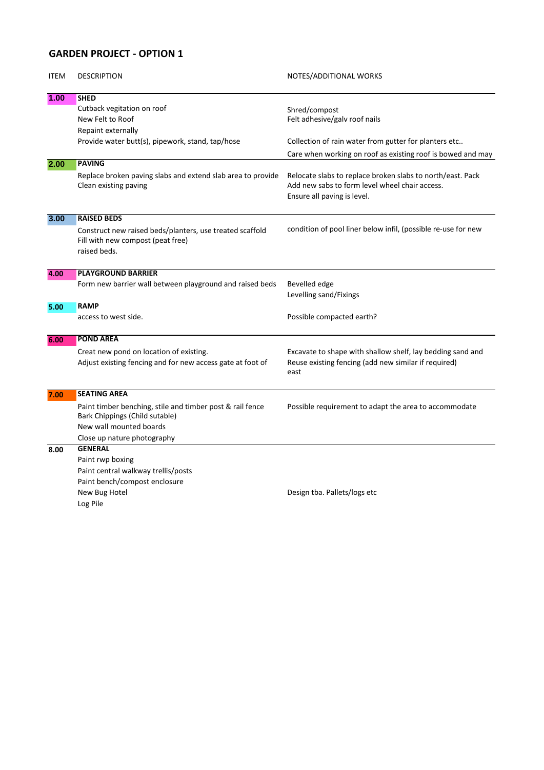# GARDEN PROJECT - OPTION 1

| ITEM | DESCRIPTION | NOTES/ADDITIONAL WORKS |
|---|---|---|
| 1.00 | **SHED** | |
| | Cutback vegitation on roof | Shred/compost |
| | New Felt to Roof | Felt adhesive/galv roof nails |
| | Repaint externally | |
| | Provide water butt(s), pipework, stand, tap/hose | Collection of rain water from gutter for planters etc.. |
| | | Care when working on roof as existing roof is bowed and may |
| 2.00 | **PAVING** | |
| | Replace broken paving slabs and extend slab area to provide | Relocate slabs to replace broken slabs to north/east. Pack |
| | Clean existing paving | Add new sabs to form level wheel chair access. |
| | | Ensure all paving is level. |
| 3.00 | **RAISED BEDS** | |
| | Construct new raised beds/planters, use treated scaffold | condition of pool liner below infil, (possible re-use for new |
| | Fill with new compost (peat free) | |
| | raised beds. | |
| 4.00 | **PLAYGROUND BARRIER** | |
| | Form new barrier wall between playground and raised beds | Bevelled edge |
| | | Levelling sand/Fixings |
| 5.00 | **RAMP** | |
| | access to west side. | Possible compacted earth? |
| 6.00 | **POND AREA** | |
| | Creat new pond on location of existing. | Excavate to shape with shallow shelf, lay bedding sand and |
| | Adjust existing fencing and for new access gate at foot of | Reuse existing fencing (add new similar if required) |
| | | east |
| 7.00 | **SEATING AREA** | |
| | Paint timber benching, stile and timber post & rail fence | Possible requirement to adapt the area to accommodate |
| | Bark Chippings (Child sutable) | |
| | New wall mounted boards | |
| | Close up nature photography | |
| 8.00 | **GENERAL** | |
| | Paint rwp boxing | |
| | Paint central walkway trellis/posts | |
| | Paint bench/compost enclosure | |
| | New Bug Hotel | Design tba. Pallets/logs etc |
| | Log Pile | |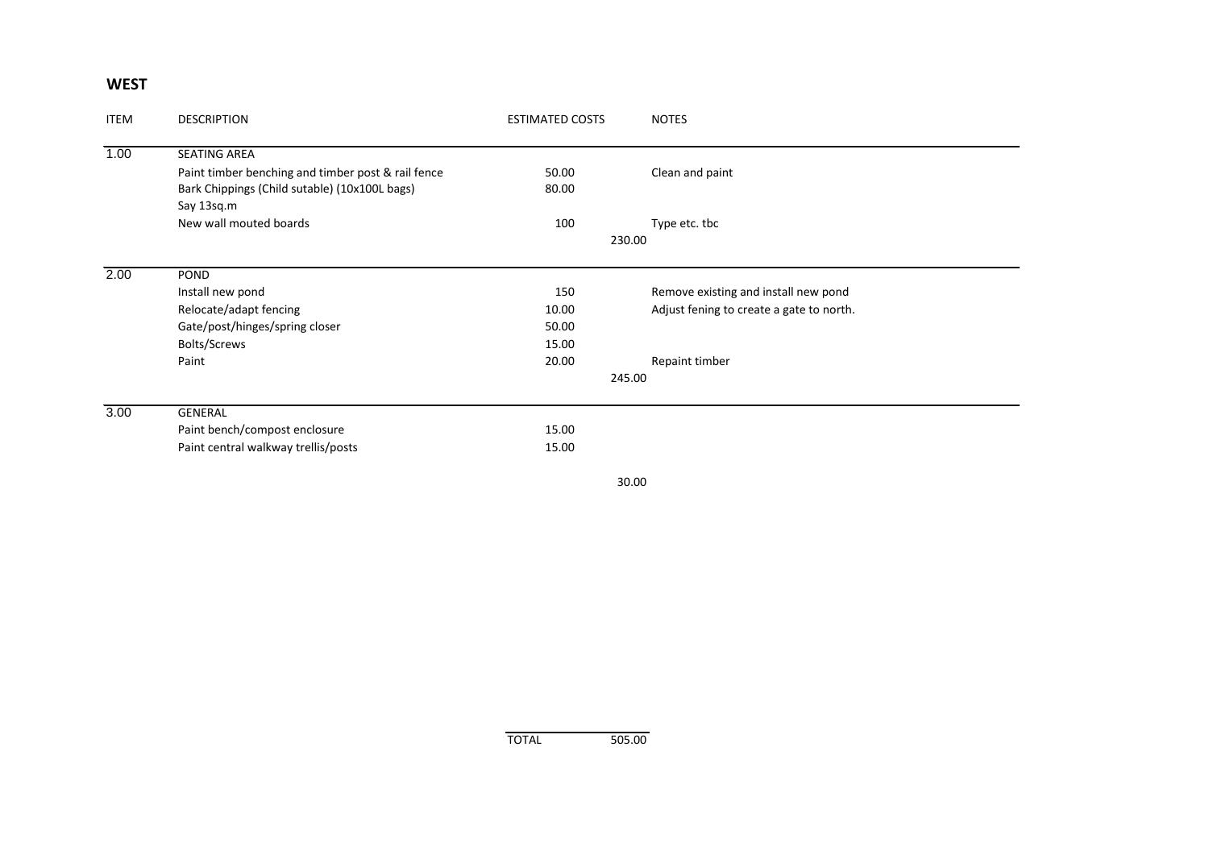## WEST

| ITEM | DESCRIPTION | ESTIMATED COSTS | | NOTES |
|---|---|---|---|---|
| 1.00 | SEATING AREA | | | |
| | Paint timber benching and timber post & rail fence | 50.00 | | Clean and paint |
| | Bark Chippings (Child sutable) (10x100L bags) | 80.00 | | |
| | Say 13sq.m | | | |
| | New wall mouted boards | 100 | | Type etc. tbc |
| | | | 230.00 | |
| 2.00 | POND | | | |
| | Install new pond | 150 | | Remove existing and install new pond |
| | Relocate/adapt fencing | 10.00 | | Adjust fening to create a gate to north. |
| | Gate/post/hinges/spring closer | 50.00 | | |
| | Bolts/Screws | 15.00 | | |
| | Paint | 20.00 | | Repaint timber |
| | | | 245.00 | |
| 3.00 | GENERAL | | | |
| | Paint bench/compost enclosure | 15.00 | | |
| | Paint central walkway trellis/posts | 15.00 | | |
| | | | 30.00 | |
| | | TOTAL | 505.00 | |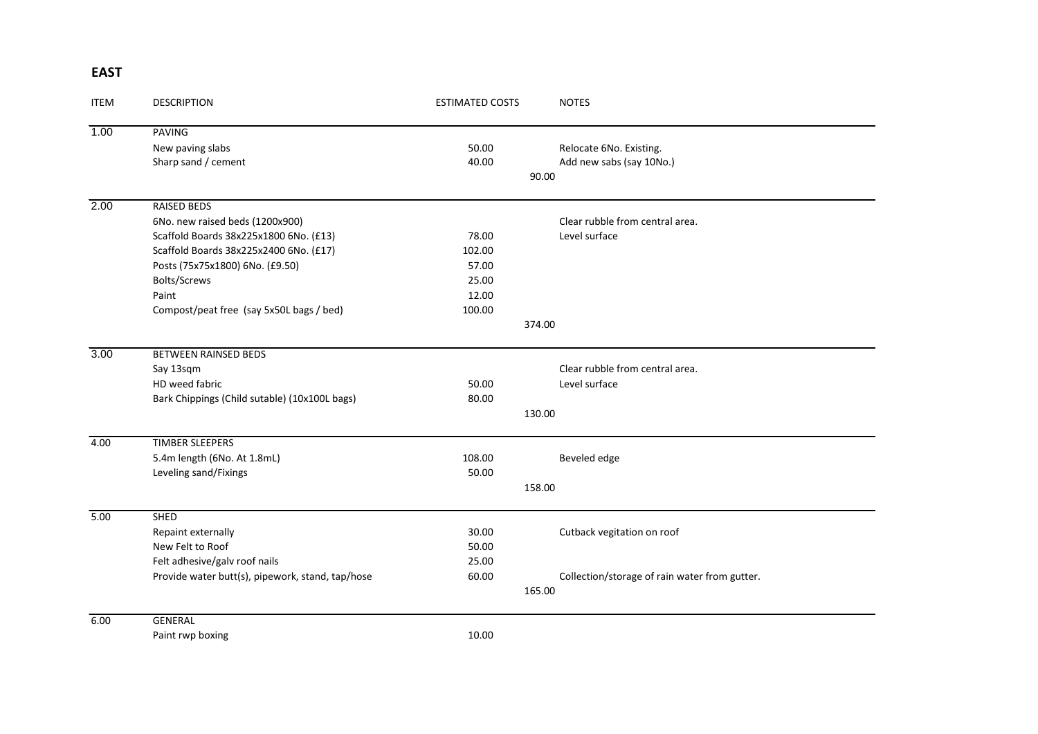## EAST

| ITEM | DESCRIPTION | ESTIMATED COSTS | | NOTES |
|---|---|---|---|---|
| 1.00 | PAVING | | | |
| | New paving slabs | 50.00 | | Relocate 6No. Existing. |
| | Sharp sand / cement | 40.00 | | Add new sabs (say 10No.) |
| | | | 90.00 | |
| 2.00 | RAISED BEDS | | | |
| | 6No. new raised beds (1200x900) | | | Clear rubble from central area. |
| | Scaffold Boards 38x225x1800 6No. (£13) | 78.00 | | Level surface |
| | Scaffold Boards 38x225x2400 6No. (£17) | 102.00 | | |
| | Posts (75x75x1800) 6No. (£9.50) | 57.00 | | |
| | Bolts/Screws | 25.00 | | |
| | Paint | 12.00 | | |
| | Compost/peat free (say 5x50L bags / bed) | 100.00 | | |
| | | | 374.00 | |
| 3.00 | BETWEEN RAINSED BEDS | | | |
| | Say 13sqm | | | Clear rubble from central area. |
| | HD weed fabric | 50.00 | | Level surface |
| | Bark Chippings (Child sutable) (10x100L bags) | 80.00 | | |
| | | | 130.00 | |
| 4.00 | TIMBER SLEEPERS | | | |
| | 5.4m length (6No. At 1.8mL) | 108.00 | | Beveled edge |
| | Leveling sand/Fixings | 50.00 | | |
| | | | 158.00 | |
| 5.00 | SHED | | | |
| | Repaint externally | 30.00 | | Cutback vegitation on roof |
| | New Felt to Roof | 50.00 | | |
| | Felt adhesive/galv roof nails | 25.00 | | |
| | Provide water butt(s), pipework, stand, tap/hose | 60.00 | | Collection/storage of rain water from gutter. |
| | | | 165.00 | |
| 6.00 | GENERAL | | | |
| | Paint rwp boxing | 10.00 | | |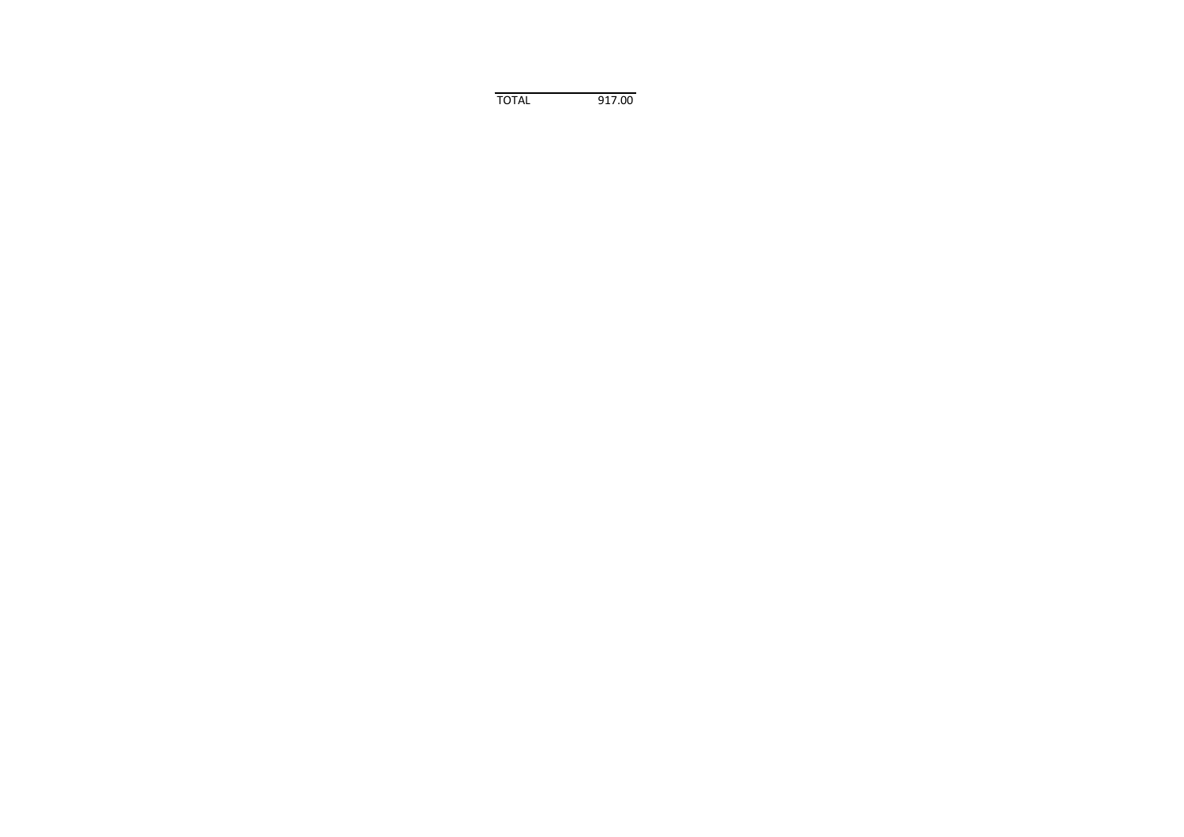| | |
|---|---|
| TOTAL | 917.00 |